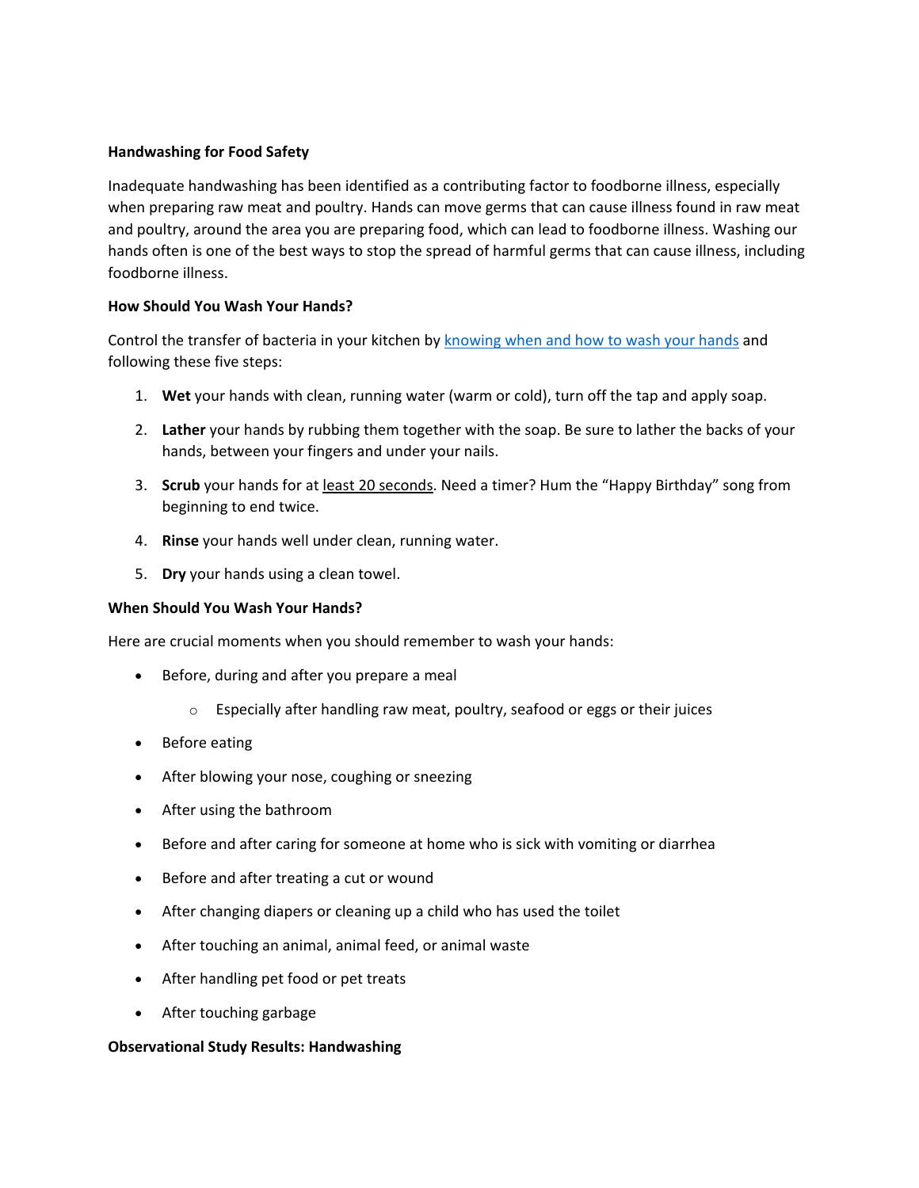**Handwashing for Food Safety**

Inadequate handwashing has been identified as a contributing factor to foodborne illness, especially when preparing raw meat and poultry. Hands can move germs that can cause illness found in raw meat and poultry, around the area you are preparing food, which can lead to foodborne illness. Washing our hands often is one of the best ways to stop the spread of harmful germs that can cause illness, including foodborne illness.

**How Should You Wash Your Hands?**

Control the transfer of bacteria in your kitchen by knowing when and how to wash your hands and following these five steps:

1. **Wet** your hands with clean, running water (warm or cold), turn off the tap and apply soap.
2. **Lather** your hands by rubbing them together with the soap. Be sure to lather the backs of your hands, between your fingers and under your nails.
3. **Scrub** your hands for at least 20 seconds. Need a timer? Hum the "Happy Birthday" song from beginning to end twice.
4. **Rinse** your hands well under clean, running water.
5. **Dry** your hands using a clean towel.

**When Should You Wash Your Hands?**

Here are crucial moments when you should remember to wash your hands:

- Before, during and after you prepare a meal
  - Especially after handling raw meat, poultry, seafood or eggs or their juices
- Before eating
- After blowing your nose, coughing or sneezing
- After using the bathroom
- Before and after caring for someone at home who is sick with vomiting or diarrhea
- Before and after treating a cut or wound
- After changing diapers or cleaning up a child who has used the toilet
- After touching an animal, animal feed, or animal waste
- After handling pet food or pet treats
- After touching garbage

**Observational Study Results: Handwashing**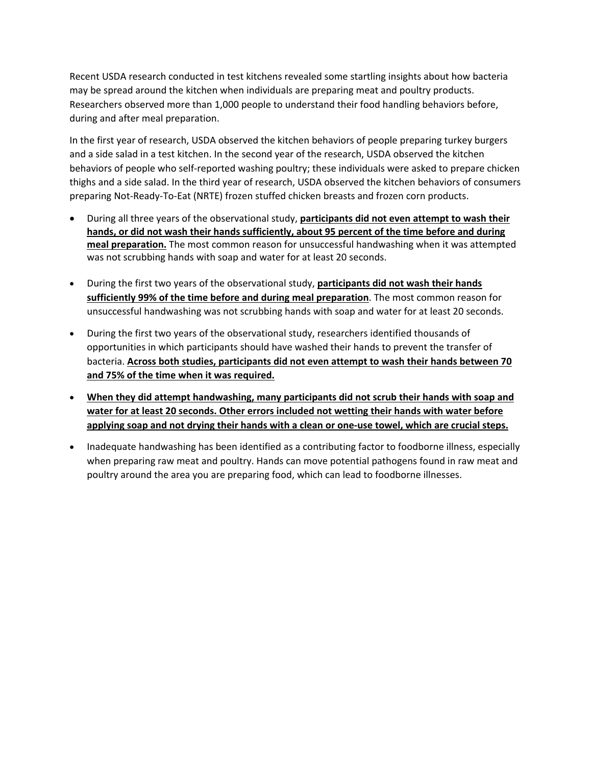Recent USDA research conducted in test kitchens revealed some startling insights about how bacteria may be spread around the kitchen when individuals are preparing meat and poultry products. Researchers observed more than 1,000 people to understand their food handling behaviors before, during and after meal preparation.

In the first year of research, USDA observed the kitchen behaviors of people preparing turkey burgers and a side salad in a test kitchen. In the second year of the research, USDA observed the kitchen behaviors of people who self-reported washing poultry; these individuals were asked to prepare chicken thighs and a side salad. In the third year of research, USDA observed the kitchen behaviors of consumers preparing Not-Ready-To-Eat (NRTE) frozen stuffed chicken breasts and frozen corn products.

- During all three years of the observational study, **participants did not even attempt to wash their hands, or did not wash their hands sufficiently, about 95 percent of the time before and during meal preparation.** The most common reason for unsuccessful handwashing when it was attempted was not scrubbing hands with soap and water for at least 20 seconds.
- During the first two years of the observational study, **participants did not wash their hands sufficiently 99% of the time before and during meal preparation**. The most common reason for unsuccessful handwashing was not scrubbing hands with soap and water for at least 20 seconds.
- During the first two years of the observational study, researchers identified thousands of opportunities in which participants should have washed their hands to prevent the transfer of bacteria. **Across both studies, participants did not even attempt to wash their hands between 70 and 75% of the time when it was required.**
- **When they did attempt handwashing, many participants did not scrub their hands with soap and water for at least 20 seconds. Other errors included not wetting their hands with water before applying soap and not drying their hands with a clean or one-use towel, which are crucial steps.**
- Inadequate handwashing has been identified as a contributing factor to foodborne illness, especially when preparing raw meat and poultry. Hands can move potential pathogens found in raw meat and poultry around the area you are preparing food, which can lead to foodborne illnesses.